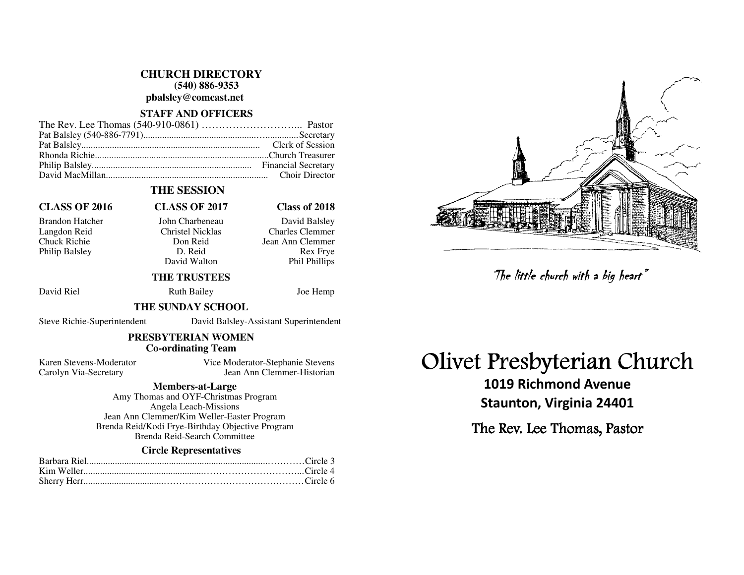## CHURCH DIRECTORY

**(540) 886-9353**

**pbalsley@comcast.net**

### STAFF AND OFFICERS

The Rev. Lee Thomas (540-910-0861) ………………………... Pastor
Pat Balsley (540-886-7791)...............................................................Secretary
Pat Balsley........................................................................... Clerk of Session
Rhonda Richie.........................................................................Church Treasurer
Philip Balsley................................................................... Financial Secretary
David MacMillan..................................................................... Choir Director

### THE SESSION

| CLASS OF 2016 | CLASS OF 2017 | Class of 2018 |
|---|---|---|
| Brandon Hatcher | John Charbeneau | David Balsley |
| Langdon Reid | Christel Nicklas | Charles Clemmer |
| Chuck Richie | Don Reid | Jean Ann Clemmer |
| Philip Balsley | D. Reid | Rex Frye |
| | David Walton | Phil Phillips |

### THE TRUSTEES

David Riel — Ruth Bailey — Joe Hemp

### THE SUNDAY SCHOOL

Steve Richie-Superintendent — David Balsley-Assistant Superintendent

### PRESBYTERIAN WOMEN

**Co-ordinating Team**

Karen Stevens-Moderator — Vice Moderator-Stephanie Stevens
Carolyn Via-Secretary — Jean Ann Clemmer-Historian

**Members-at-Large**

Amy Thomas and OYF-Christmas Program
Angela Leach-Missions
Jean Ann Clemmer/Kim Weller-Easter Program
Brenda Reid/Kodi Frye-Birthday Objective Program
Brenda Reid-Search Committee

**Circle Representatives**

Barbara Riel....................................................................................Circle 3
Kim Weller.......................................................................................Circle 4
Sherry Herr.......................................................................................Circle 6

*"The little church with a big heart"*

# Olivet Presbyterian Church

**1019 Richmond Avenue**
**Staunton, Virginia 24401**

The Rev. Lee Thomas, Pastor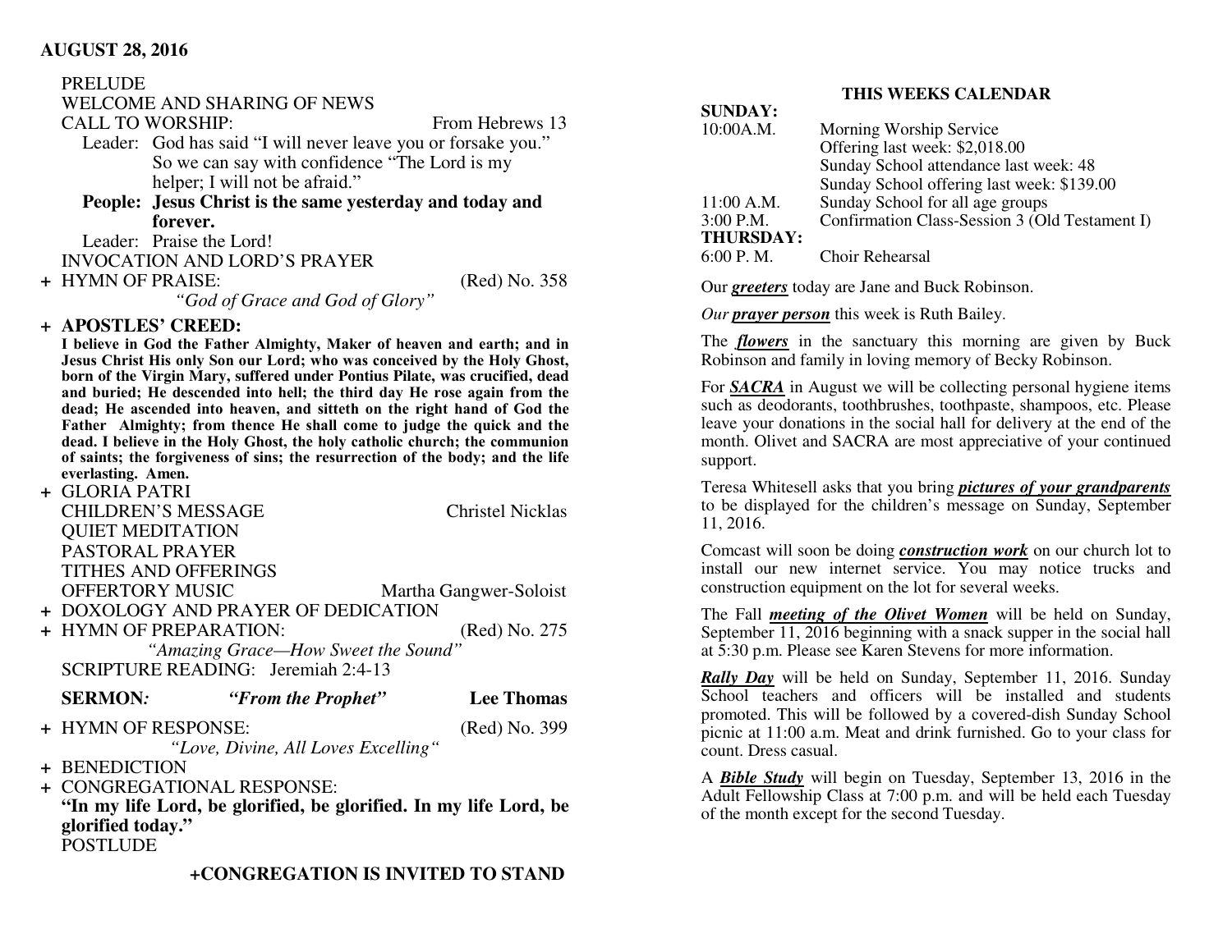**AUGUST 28, 2016**

PRELUDE

WELCOME AND SHARING OF NEWS

CALL TO WORSHIP: From Hebrews 13

Leader: God has said "I will never leave you or forsake you." So we can say with confidence "The Lord is my helper; I will not be afraid."

**People: Jesus Christ is the same yesterday and today and forever.**

Leader: Praise the Lord!

INVOCATION AND LORD'S PRAYER

\+ HYMN OF PRAISE: (Red) No. 358
*"God of Grace and God of Glory"*

\+ **APOSTLES' CREED:**

**I believe in God the Father Almighty, Maker of heaven and earth; and in Jesus Christ His only Son our Lord; who was conceived by the Holy Ghost, born of the Virgin Mary, suffered under Pontius Pilate, was crucified, dead and buried; He descended into hell; the third day He rose again from the dead; He ascended into heaven, and sitteth on the right hand of God the Father Almighty; from thence He shall come to judge the quick and the dead. I believe in the Holy Ghost, the holy catholic church; the communion of saints; the forgiveness of sins; the resurrection of the body; and the life everlasting. Amen.**

\+ GLORIA PATRI

CHILDREN'S MESSAGE Christel Nicklas

QUIET MEDITATION

PASTORAL PRAYER

TITHES AND OFFERINGS

OFFERTORY MUSIC Martha Gangwer-Soloist

\+ DOXOLOGY AND PRAYER OF DEDICATION

\+ HYMN OF PREPARATION: (Red) No. 275
*"Amazing Grace—How Sweet the Sound"*

SCRIPTURE READING: Jeremiah 2:4-13

**SERMON*:*** ***"From the Prophet"*** **Lee Thomas**

\+ HYMN OF RESPONSE: (Red) No. 399
*"Love, Divine, All Loves Excelling"*

\+ BENEDICTION

\+ CONGREGATIONAL RESPONSE:

**"In my life Lord, be glorified, be glorified. In my life Lord, be glorified today."**

POSTLUDE

**+CONGREGATION IS INVITED TO STAND**

## THIS WEEKS CALENDAR

**SUNDAY:**

| | |
|---|---|
| 10:00A.M. | Morning Worship Service |
| | Offering last week: $2,018.00 |
| | Sunday School attendance last week: 48 |
| | Sunday School offering last week: $139.00 |
| 11:00 A.M. | Sunday School for all age groups |
| 3:00 P.M. | Confirmation Class-Session 3 (Old Testament I) |
| **THURSDAY:** | |
| 6:00 P. M. | Choir Rehearsal |

Our ***greeters*** today are Jane and Buck Robinson.

*Our* ***prayer person*** this week is Ruth Bailey.

The ***flowers*** in the sanctuary this morning are given by Buck Robinson and family in loving memory of Becky Robinson.

For ***SACRA*** in August we will be collecting personal hygiene items such as deodorants, toothbrushes, toothpaste, shampoos, etc. Please leave your donations in the social hall for delivery at the end of the month. Olivet and SACRA are most appreciative of your continued support.

Teresa Whitesell asks that you bring ***pictures of your grandparents*** to be displayed for the children's message on Sunday, September 11, 2016.

Comcast will soon be doing ***construction work*** on our church lot to install our new internet service. You may notice trucks and construction equipment on the lot for several weeks.

The Fall ***meeting of the Olivet Women*** will be held on Sunday, September 11, 2016 beginning with a snack supper in the social hall at 5:30 p.m. Please see Karen Stevens for more information.

***Rally Day*** will be held on Sunday, September 11, 2016. Sunday School teachers and officers will be installed and students promoted. This will be followed by a covered-dish Sunday School picnic at 11:00 a.m. Meat and drink furnished. Go to your class for count. Dress casual.

A ***Bible Study*** will begin on Tuesday, September 13, 2016 in the Adult Fellowship Class at 7:00 p.m. and will be held each Tuesday of the month except for the second Tuesday.